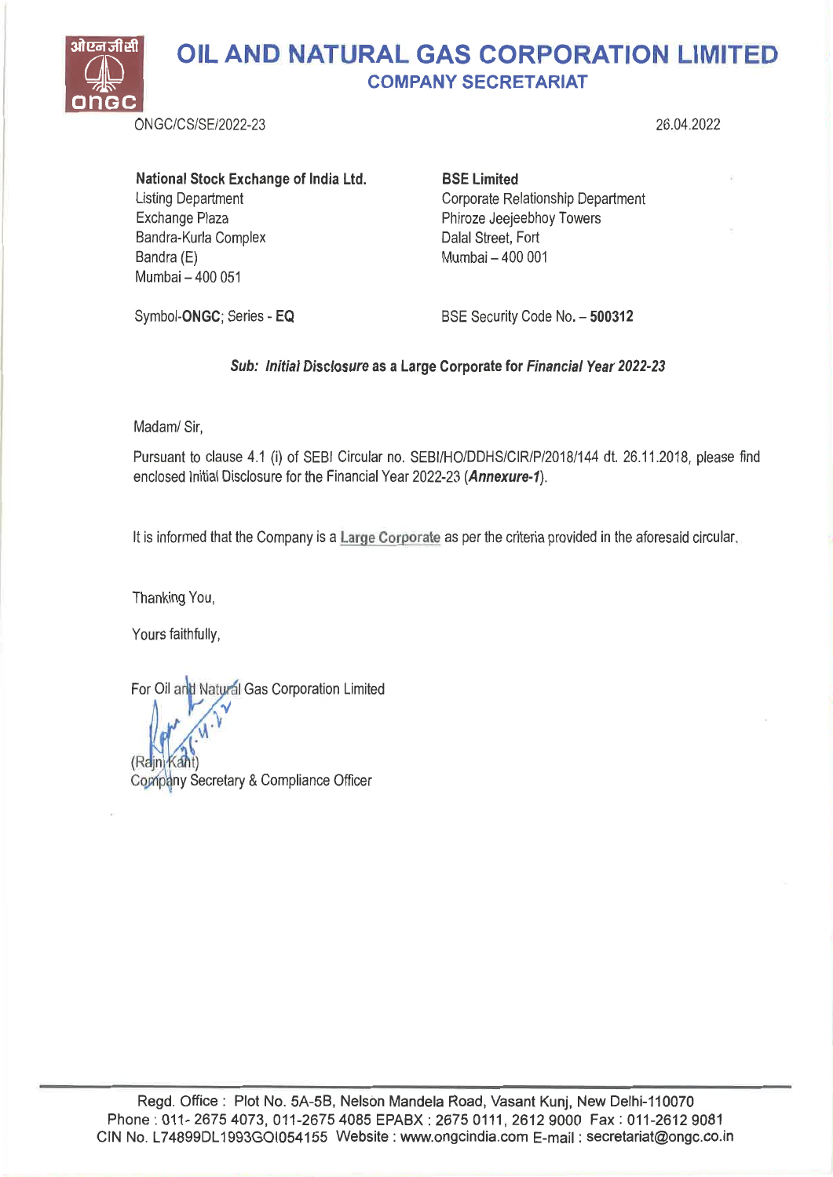# OIL AND NATURAL GAS CORPORATION LIMITED

## COMPANY SECRETARIAT

ONGC/CS/SE/2022-23

26.04.2022

**National Stock Exchange of India Ltd.**
Listing Department
Exchange Plaza
Bandra-Kurla Complex
Bandra (E)
Mumbai – 400 051

Symbol-**ONGC**; Series - **EQ**

**BSE Limited**
Corporate Relationship Department
Phiroze Jeejeebhoy Towers
Dalal Street, Fort
Mumbai – 400 001

BSE Security Code No. – **500312**

***Sub: Initial Disclosure as a Large Corporate for Financial Year 2022-23***

Madam/ Sir,

Pursuant to clause 4.1 (i) of SEBI Circular no. SEBI/HO/DDHS/CIR/P/2018/144 dt. 26.11.2018, please find enclosed Initial Disclosure for the Financial Year 2022-23 (***Annexure-1***).

It is informed that the Company is a Large Corporate as per the criteria provided in the aforesaid circular.

Thanking You,

Yours faithfully,

For Oil and Natural Gas Corporation Limited

(Rajni Kant)
Company Secretary & Compliance Officer

Regd. Office : Plot No. 5A-5B, Nelson Mandela Road, Vasant Kunj, New Delhi-110070
Phone : 011- 2675 4073, 011-2675 4085 EPABX : 2675 0111, 2612 9000 Fax : 011-2612 9081
CIN No. L74899DL1993GOI054155 Website : www.ongcindia.com E-mail : secretariat@ongc.co.in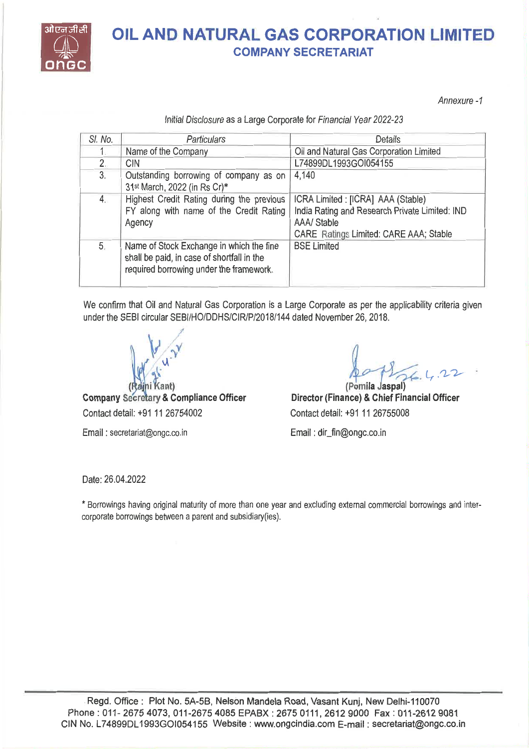# OIL AND NATURAL GAS CORPORATION LIMITED

## COMPANY SECRETARIAT

*Annexure -1*

*Initial Disclosure* as a Large Corporate for *Financial Year 2022-23*

| *Sl. No.* | *Particulars* | Details |
|---|---|---|
| 1. | Name of the Company | Oil and Natural Gas Corporation Limited |
| 2. | CIN | L74899DL1993GOI054155 |
| 3. | Outstanding borrowing of company as on 31st March, 2022 (in Rs Cr)* | 4,140 |
| 4. | Highest Credit Rating during the previous FY along with name of the Credit Rating Agency | ICRA Limited : [ICRA] AAA (Stable)<br>India Rating and Research Private Limited: IND AAA/ Stable<br>CARE Ratings Limited: CARE AAA; Stable |
| 5. | Name of Stock Exchange in which the fine shall be paid, in case of shortfall in the required borrowing under the framework. | BSE Limited |

We confirm that Oil and Natural Gas Corporation is a Large Corporate as per the applicability criteria given under the SEBI circular SEBI/HO/DDHS/CIR/P/2018/144 dated November 26, 2018.

(Rajni Kant)
**Company Secretary & Compliance Officer**
Contact detail: +91 11 26754002
Email : secretariat@ongc.co.in

(Pomila Jaspal)
**Director (Finance) & Chief Financial Officer**
Contact detail: +91 11 26755008
Email : dir_fin@ongc.co.in

Date: 26.04.2022

\* Borrowings having original maturity of more than one year and excluding external commercial borrowings and inter-corporate borrowings between a parent and subsidiary(ies).

Regd. Office : Plot No. 5A-5B, Nelson Mandela Road, Vasant Kunj, New Delhi-110070
Phone : 011- 2675 4073, 011-2675 4085 EPABX : 2675 0111, 2612 9000 Fax : 011-2612 9081
CIN No. L74899DL1993GOI054155 Website : www.ongcindia.com E-mail : secretariat@ongc.co.in